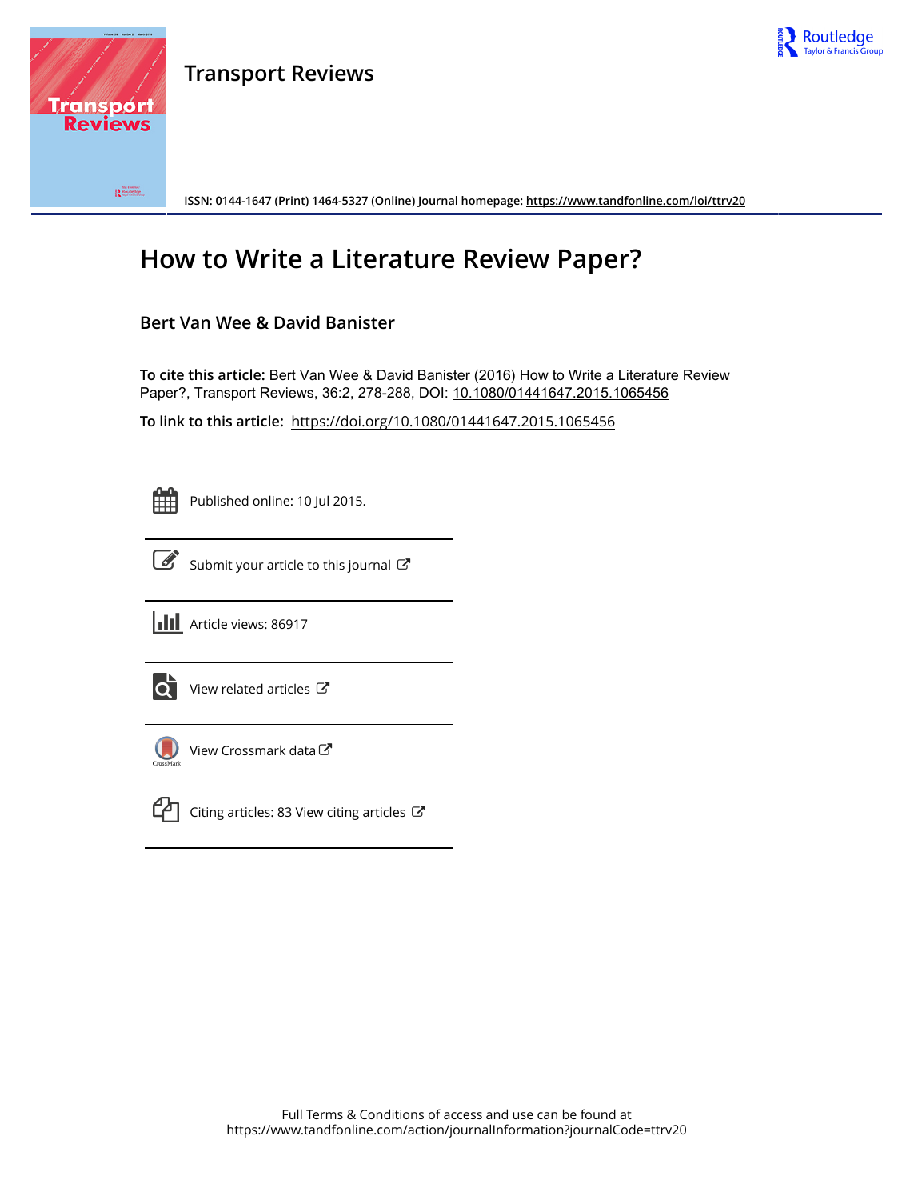# Transport Reviews

ISSN: 0144-1647 (Print) 1464-5327 (Online) Journal homepage: https://www.tandfonline.com/loi/ttrv20

## How to Write a Literature Review Paper?

**Bert Van Wee & David Banister**

**To cite this article:** Bert Van Wee & David Banister (2016) How to Write a Literature Review Paper?, Transport Reviews, 36:2, 278-288, DOI: 10.1080/01441647.2015.1065456

**To link to this article:** https://doi.org/10.1080/01441647.2015.1065456

Published online: 10 Jul 2015.

Submit your article to this journal

Article views: 86917

View related articles

View Crossmark data

Citing articles: 83 View citing articles

Full Terms & Conditions of access and use can be found at
https://www.tandfonline.com/action/journalInformation?journalCode=ttrv20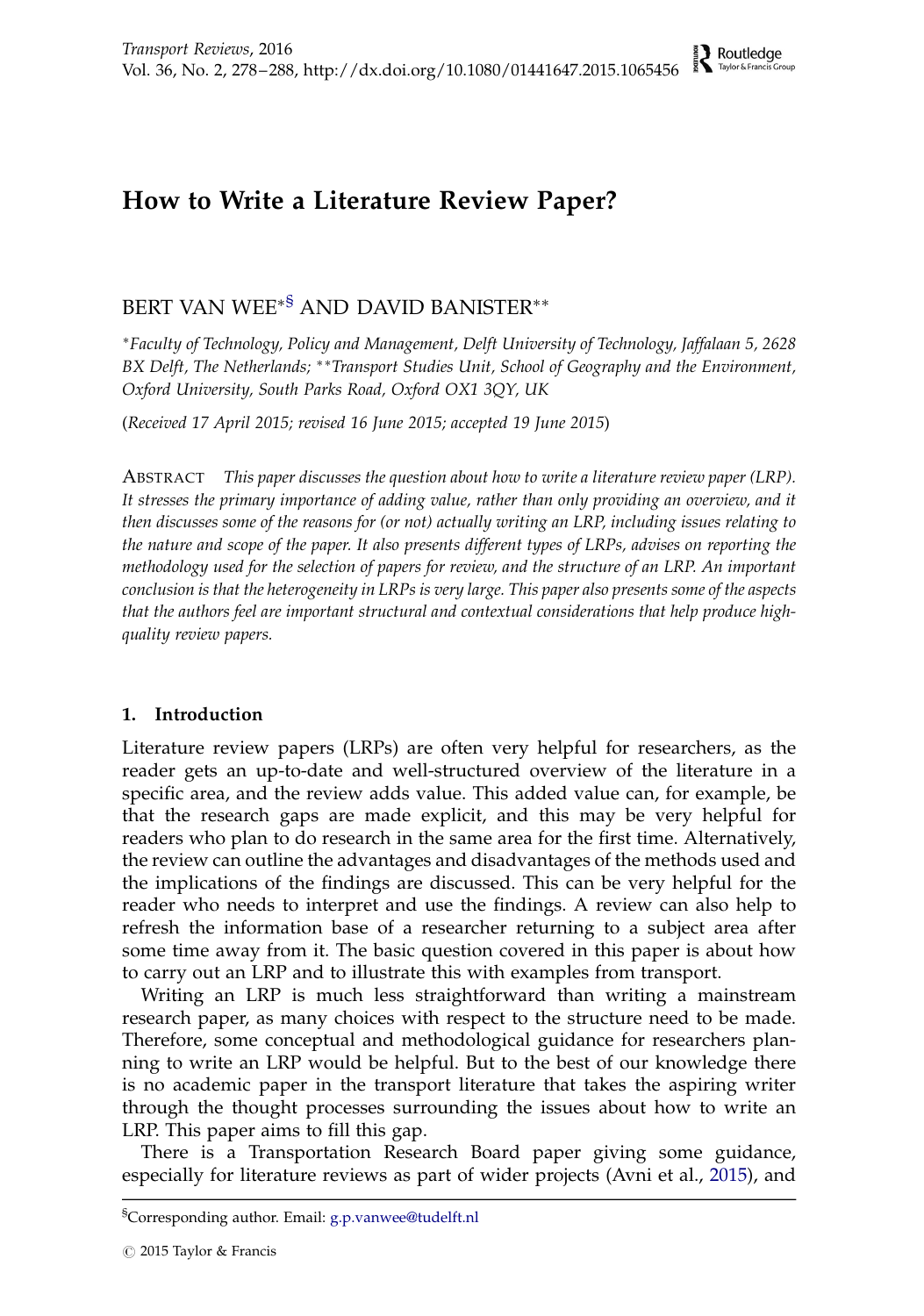# How to Write a Literature Review Paper?

BERT VAN WEE*[§] AND DAVID BANISTER**

*Faculty of Technology, Policy and Management, Delft University of Technology, Jaffalaan 5, 2628 BX Delft, The Netherlands; **Transport Studies Unit, School of Geography and the Environment, Oxford University, South Parks Road, Oxford OX1 3QY, UK*

(*Received 17 April 2015; revised 16 June 2015; accepted 19 June 2015*)

ABSTRACT *This paper discusses the question about how to write a literature review paper (LRP). It stresses the primary importance of adding value, rather than only providing an overview, and it then discusses some of the reasons for (or not) actually writing an LRP, including issues relating to the nature and scope of the paper. It also presents different types of LRPs, advises on reporting the methodology used for the selection of papers for review, and the structure of an LRP. An important conclusion is that the heterogeneity in LRPs is very large. This paper also presents some of the aspects that the authors feel are important structural and contextual considerations that help produce high-quality review papers.*

## 1. Introduction

Literature review papers (LRPs) are often very helpful for researchers, as the reader gets an up-to-date and well-structured overview of the literature in a specific area, and the review adds value. This added value can, for example, be that the research gaps are made explicit, and this may be very helpful for readers who plan to do research in the same area for the first time. Alternatively, the review can outline the advantages and disadvantages of the methods used and the implications of the findings are discussed. This can be very helpful for the reader who needs to interpret and use the findings. A review can also help to refresh the information base of a researcher returning to a subject area after some time away from it. The basic question covered in this paper is about how to carry out an LRP and to illustrate this with examples from transport.

Writing an LRP is much less straightforward than writing a mainstream research paper, as many choices with respect to the structure need to be made. Therefore, some conceptual and methodological guidance for researchers planning to write an LRP would be helpful. But to the best of our knowledge there is no academic paper in the transport literature that takes the aspiring writer through the thought processes surrounding the issues about how to write an LRP. This paper aims to fill this gap.

There is a Transportation Research Board paper giving some guidance, especially for literature reviews as part of wider projects (Avni et al., 2015), and

[§]Corresponding author. Email: g.p.vanwee@tudelft.nl

© 2015 Taylor & Francis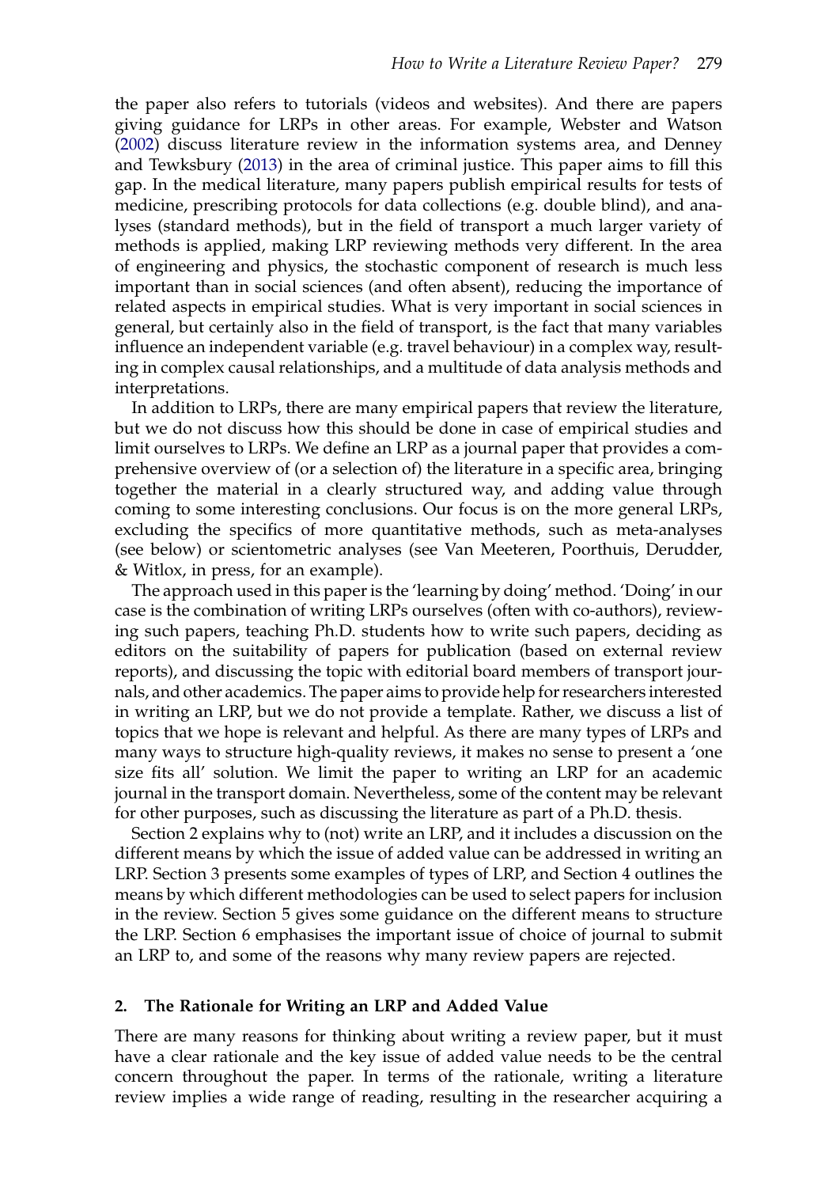the paper also refers to tutorials (videos and websites). And there are papers giving guidance for LRPs in other areas. For example, Webster and Watson (2002) discuss literature review in the information systems area, and Denney and Tewksbury (2013) in the area of criminal justice. This paper aims to fill this gap. In the medical literature, many papers publish empirical results for tests of medicine, prescribing protocols for data collections (e.g. double blind), and analyses (standard methods), but in the field of transport a much larger variety of methods is applied, making LRP reviewing methods very different. In the area of engineering and physics, the stochastic component of research is much less important than in social sciences (and often absent), reducing the importance of related aspects in empirical studies. What is very important in social sciences in general, but certainly also in the field of transport, is the fact that many variables influence an independent variable (e.g. travel behaviour) in a complex way, resulting in complex causal relationships, and a multitude of data analysis methods and interpretations.

In addition to LRPs, there are many empirical papers that review the literature, but we do not discuss how this should be done in case of empirical studies and limit ourselves to LRPs. We define an LRP as a journal paper that provides a comprehensive overview of (or a selection of) the literature in a specific area, bringing together the material in a clearly structured way, and adding value through coming to some interesting conclusions. Our focus is on the more general LRPs, excluding the specifics of more quantitative methods, such as meta-analyses (see below) or scientometric analyses (see Van Meeteren, Poorthuis, Derudder, & Witlox, in press, for an example).

The approach used in this paper is the 'learning by doing' method. 'Doing' in our case is the combination of writing LRPs ourselves (often with co-authors), reviewing such papers, teaching Ph.D. students how to write such papers, deciding as editors on the suitability of papers for publication (based on external review reports), and discussing the topic with editorial board members of transport journals, and other academics. The paper aims to provide help for researchers interested in writing an LRP, but we do not provide a template. Rather, we discuss a list of topics that we hope is relevant and helpful. As there are many types of LRPs and many ways to structure high-quality reviews, it makes no sense to present a 'one size fits all' solution. We limit the paper to writing an LRP for an academic journal in the transport domain. Nevertheless, some of the content may be relevant for other purposes, such as discussing the literature as part of a Ph.D. thesis.

Section 2 explains why to (not) write an LRP, and it includes a discussion on the different means by which the issue of added value can be addressed in writing an LRP. Section 3 presents some examples of types of LRP, and Section 4 outlines the means by which different methodologies can be used to select papers for inclusion in the review. Section 5 gives some guidance on the different means to structure the LRP. Section 6 emphasises the important issue of choice of journal to submit an LRP to, and some of the reasons why many review papers are rejected.

## 2. The Rationale for Writing an LRP and Added Value

There are many reasons for thinking about writing a review paper, but it must have a clear rationale and the key issue of added value needs to be the central concern throughout the paper. In terms of the rationale, writing a literature review implies a wide range of reading, resulting in the researcher acquiring a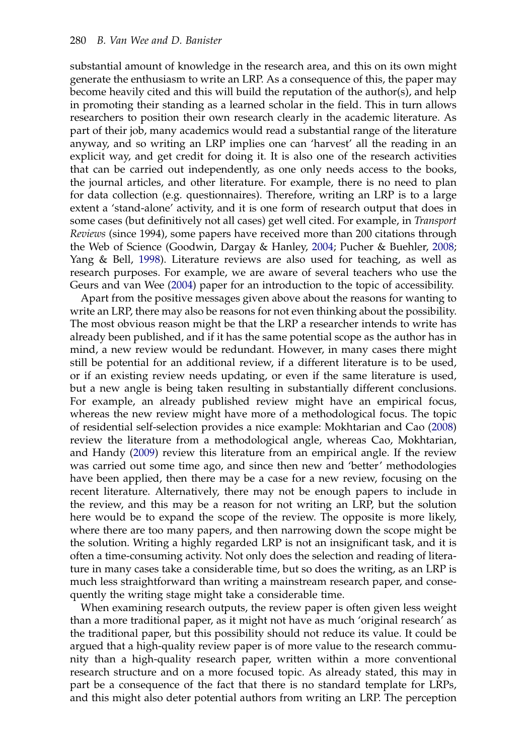substantial amount of knowledge in the research area, and this on its own might generate the enthusiasm to write an LRP. As a consequence of this, the paper may become heavily cited and this will build the reputation of the author(s), and help in promoting their standing as a learned scholar in the field. This in turn allows researchers to position their own research clearly in the academic literature. As part of their job, many academics would read a substantial range of the literature anyway, and so writing an LRP implies one can 'harvest' all the reading in an explicit way, and get credit for doing it. It is also one of the research activities that can be carried out independently, as one only needs access to the books, the journal articles, and other literature. For example, there is no need to plan for data collection (e.g. questionnaires). Therefore, writing an LRP is to a large extent a 'stand-alone' activity, and it is one form of research output that does in some cases (but definitively not all cases) get well cited. For example, in *Transport Reviews* (since 1994), some papers have received more than 200 citations through the Web of Science (Goodwin, Dargay & Hanley, 2004; Pucher & Buehler, 2008; Yang & Bell, 1998). Literature reviews are also used for teaching, as well as research purposes. For example, we are aware of several teachers who use the Geurs and van Wee (2004) paper for an introduction to the topic of accessibility.

Apart from the positive messages given above about the reasons for wanting to write an LRP, there may also be reasons for not even thinking about the possibility. The most obvious reason might be that the LRP a researcher intends to write has already been published, and if it has the same potential scope as the author has in mind, a new review would be redundant. However, in many cases there might still be potential for an additional review, if a different literature is to be used, or if an existing review needs updating, or even if the same literature is used, but a new angle is being taken resulting in substantially different conclusions. For example, an already published review might have an empirical focus, whereas the new review might have more of a methodological focus. The topic of residential self-selection provides a nice example: Mokhtarian and Cao (2008) review the literature from a methodological angle, whereas Cao, Mokhtarian, and Handy (2009) review this literature from an empirical angle. If the review was carried out some time ago, and since then new and 'better' methodologies have been applied, then there may be a case for a new review, focusing on the recent literature. Alternatively, there may not be enough papers to include in the review, and this may be a reason for not writing an LRP, but the solution here would be to expand the scope of the review. The opposite is more likely, where there are too many papers, and then narrowing down the scope might be the solution. Writing a highly regarded LRP is not an insignificant task, and it is often a time-consuming activity. Not only does the selection and reading of literature in many cases take a considerable time, but so does the writing, as an LRP is much less straightforward than writing a mainstream research paper, and consequently the writing stage might take a considerable time.

When examining research outputs, the review paper is often given less weight than a more traditional paper, as it might not have as much 'original research' as the traditional paper, but this possibility should not reduce its value. It could be argued that a high-quality review paper is of more value to the research community than a high-quality research paper, written within a more conventional research structure and on a more focused topic. As already stated, this may in part be a consequence of the fact that there is no standard template for LRPs, and this might also deter potential authors from writing an LRP. The perception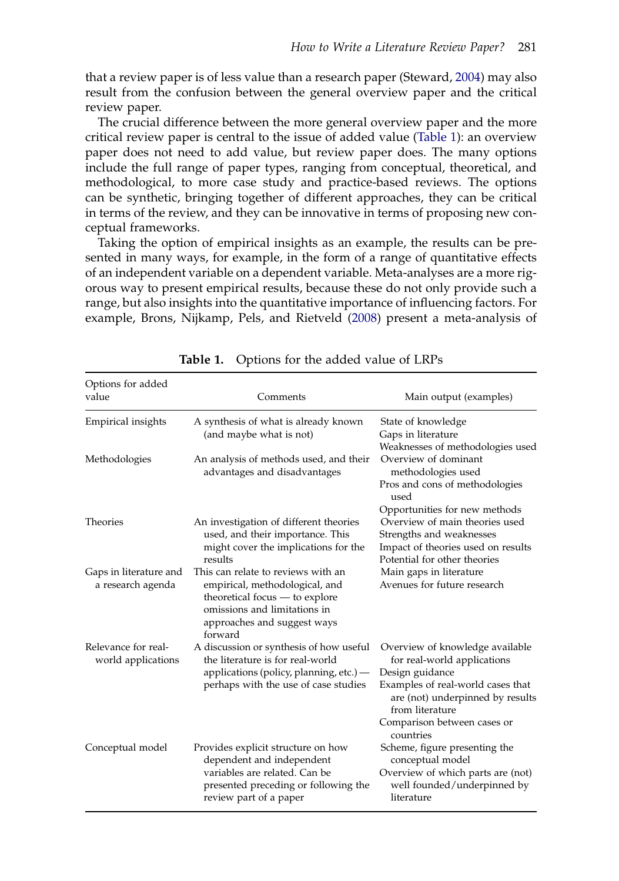that a review paper is of less value than a research paper (Steward, 2004) may also result from the confusion between the general overview paper and the critical review paper.

The crucial difference between the more general overview paper and the more critical review paper is central to the issue of added value (Table 1): an overview paper does not need to add value, but review paper does. The many options include the full range of paper types, ranging from conceptual, theoretical, and methodological, to more case study and practice-based reviews. The options can be synthetic, bringing together of different approaches, they can be critical in terms of the review, and they can be innovative in terms of proposing new conceptual frameworks.

Taking the option of empirical insights as an example, the results can be presented in many ways, for example, in the form of a range of quantitative effects of an independent variable on a dependent variable. Meta-analyses are a more rigorous way to present empirical results, because these do not only provide such a range, but also insights into the quantitative importance of influencing factors. For example, Brons, Nijkamp, Pels, and Rietveld (2008) present a meta-analysis of

**Table 1.** Options for the added value of LRPs

| Options for added value | Comments | Main output (examples) |
|---|---|---|
| Empirical insights | A synthesis of what is already known (and maybe what is not) | State of knowledge<br>Gaps in literature<br>Weaknesses of methodologies used |
| Methodologies | An analysis of methods used, and their advantages and disadvantages | Overview of dominant methodologies used<br>Pros and cons of methodologies used<br>Opportunities for new methods |
| Theories | An investigation of different theories used, and their importance. This might cover the implications for the results | Overview of main theories used<br>Strengths and weaknesses<br>Impact of theories used on results<br>Potential for other theories |
| Gaps in literature and a research agenda | This can relate to reviews with an empirical, methodological, and theoretical focus — to explore omissions and limitations in approaches and suggest ways forward | Main gaps in literature<br>Avenues for future research |
| Relevance for real-world applications | A discussion or synthesis of how useful the literature is for real-world applications (policy, planning, etc.) — perhaps with the use of case studies | Overview of knowledge available for real-world applications<br>Design guidance<br>Examples of real-world cases that are (not) underpinned by results from literature<br>Comparison between cases or countries |
| Conceptual model | Provides explicit structure on how dependent and independent variables are related. Can be presented preceding or following the review part of a paper | Scheme, figure presenting the conceptual model<br>Overview of which parts are (not) well founded/underpinned by literature |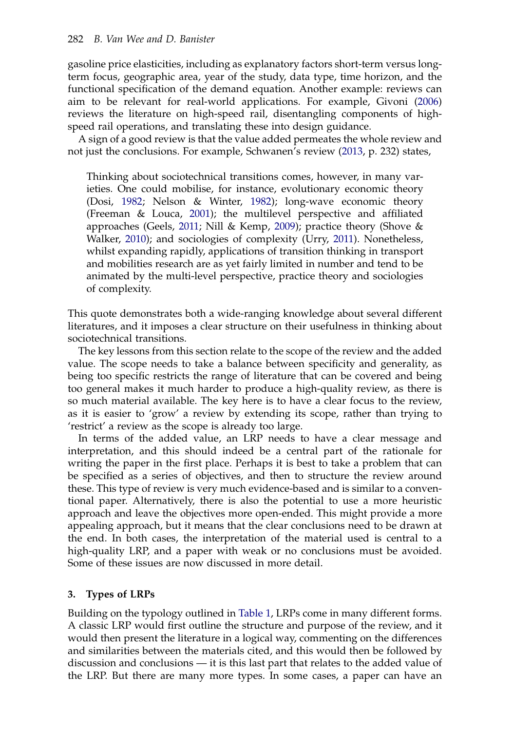gasoline price elasticities, including as explanatory factors short-term versus long-term focus, geographic area, year of the study, data type, time horizon, and the functional specification of the demand equation. Another example: reviews can aim to be relevant for real-world applications. For example, Givoni (2006) reviews the literature on high-speed rail, disentangling components of high-speed rail operations, and translating these into design guidance.

A sign of a good review is that the value added permeates the whole review and not just the conclusions. For example, Schwanen's review (2013, p. 232) states,

> Thinking about sociotechnical transitions comes, however, in many varieties. One could mobilise, for instance, evolutionary economic theory (Dosi, 1982; Nelson & Winter, 1982); long-wave economic theory (Freeman & Louca, 2001); the multilevel perspective and affiliated approaches (Geels, 2011; Nill & Kemp, 2009); practice theory (Shove & Walker, 2010); and sociologies of complexity (Urry, 2011). Nonetheless, whilst expanding rapidly, applications of transition thinking in transport and mobilities research are as yet fairly limited in number and tend to be animated by the multi-level perspective, practice theory and sociologies of complexity.

This quote demonstrates both a wide-ranging knowledge about several different literatures, and it imposes a clear structure on their usefulness in thinking about sociotechnical transitions.

The key lessons from this section relate to the scope of the review and the added value. The scope needs to take a balance between specificity and generality, as being too specific restricts the range of literature that can be covered and being too general makes it much harder to produce a high-quality review, as there is so much material available. The key here is to have a clear focus to the review, as it is easier to 'grow' a review by extending its scope, rather than trying to 'restrict' a review as the scope is already too large.

In terms of the added value, an LRP needs to have a clear message and interpretation, and this should indeed be a central part of the rationale for writing the paper in the first place. Perhaps it is best to take a problem that can be specified as a series of objectives, and then to structure the review around these. This type of review is very much evidence-based and is similar to a conventional paper. Alternatively, there is also the potential to use a more heuristic approach and leave the objectives more open-ended. This might provide a more appealing approach, but it means that the clear conclusions need to be drawn at the end. In both cases, the interpretation of the material used is central to a high-quality LRP, and a paper with weak or no conclusions must be avoided. Some of these issues are now discussed in more detail.

## 3. Types of LRPs

Building on the typology outlined in Table 1, LRPs come in many different forms. A classic LRP would first outline the structure and purpose of the review, and it would then present the literature in a logical way, commenting on the differences and similarities between the materials cited, and this would then be followed by discussion and conclusions — it is this last part that relates to the added value of the LRP. But there are many more types. In some cases, a paper can have an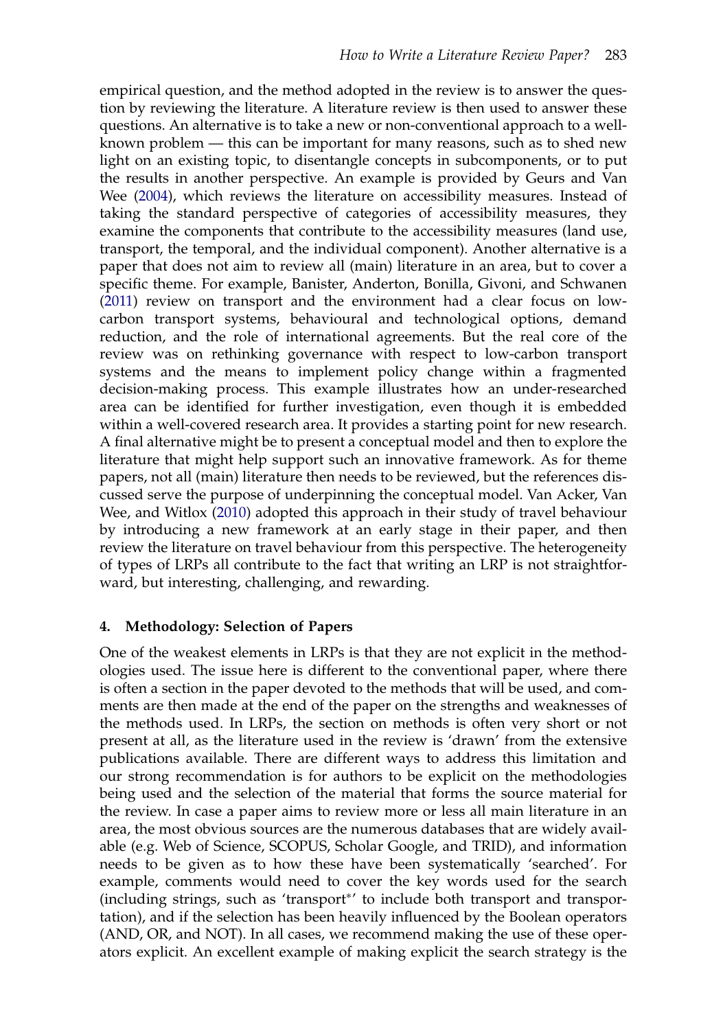empirical question, and the method adopted in the review is to answer the question by reviewing the literature. A literature review is then used to answer these questions. An alternative is to take a new or non-conventional approach to a well-known problem — this can be important for many reasons, such as to shed new light on an existing topic, to disentangle concepts in subcomponents, or to put the results in another perspective. An example is provided by Geurs and Van Wee (2004), which reviews the literature on accessibility measures. Instead of taking the standard perspective of categories of accessibility measures, they examine the components that contribute to the accessibility measures (land use, transport, the temporal, and the individual component). Another alternative is a paper that does not aim to review all (main) literature in an area, but to cover a specific theme. For example, Banister, Anderton, Bonilla, Givoni, and Schwanen (2011) review on transport and the environment had a clear focus on low-carbon transport systems, behavioural and technological options, demand reduction, and the role of international agreements. But the real core of the review was on rethinking governance with respect to low-carbon transport systems and the means to implement policy change within a fragmented decision-making process. This example illustrates how an under-researched area can be identified for further investigation, even though it is embedded within a well-covered research area. It provides a starting point for new research. A final alternative might be to present a conceptual model and then to explore the literature that might help support such an innovative framework. As for theme papers, not all (main) literature then needs to be reviewed, but the references discussed serve the purpose of underpinning the conceptual model. Van Acker, Van Wee, and Witlox (2010) adopted this approach in their study of travel behaviour by introducing a new framework at an early stage in their paper, and then review the literature on travel behaviour from this perspective. The heterogeneity of types of LRPs all contribute to the fact that writing an LRP is not straightforward, but interesting, challenging, and rewarding.

## 4. Methodology: Selection of Papers

One of the weakest elements in LRPs is that they are not explicit in the methodologies used. The issue here is different to the conventional paper, where there is often a section in the paper devoted to the methods that will be used, and comments are then made at the end of the paper on the strengths and weaknesses of the methods used. In LRPs, the section on methods is often very short or not present at all, as the literature used in the review is 'drawn' from the extensive publications available. There are different ways to address this limitation and our strong recommendation is for authors to be explicit on the methodologies being used and the selection of the material that forms the source material for the review. In case a paper aims to review more or less all main literature in an area, the most obvious sources are the numerous databases that are widely available (e.g. Web of Science, SCOPUS, Scholar Google, and TRID), and information needs to be given as to how these have been systematically 'searched'. For example, comments would need to cover the key words used for the search (including strings, such as 'transport*' to include both transport and transportation), and if the selection has been heavily influenced by the Boolean operators (AND, OR, and NOT). In all cases, we recommend making the use of these operators explicit. An excellent example of making explicit the search strategy is the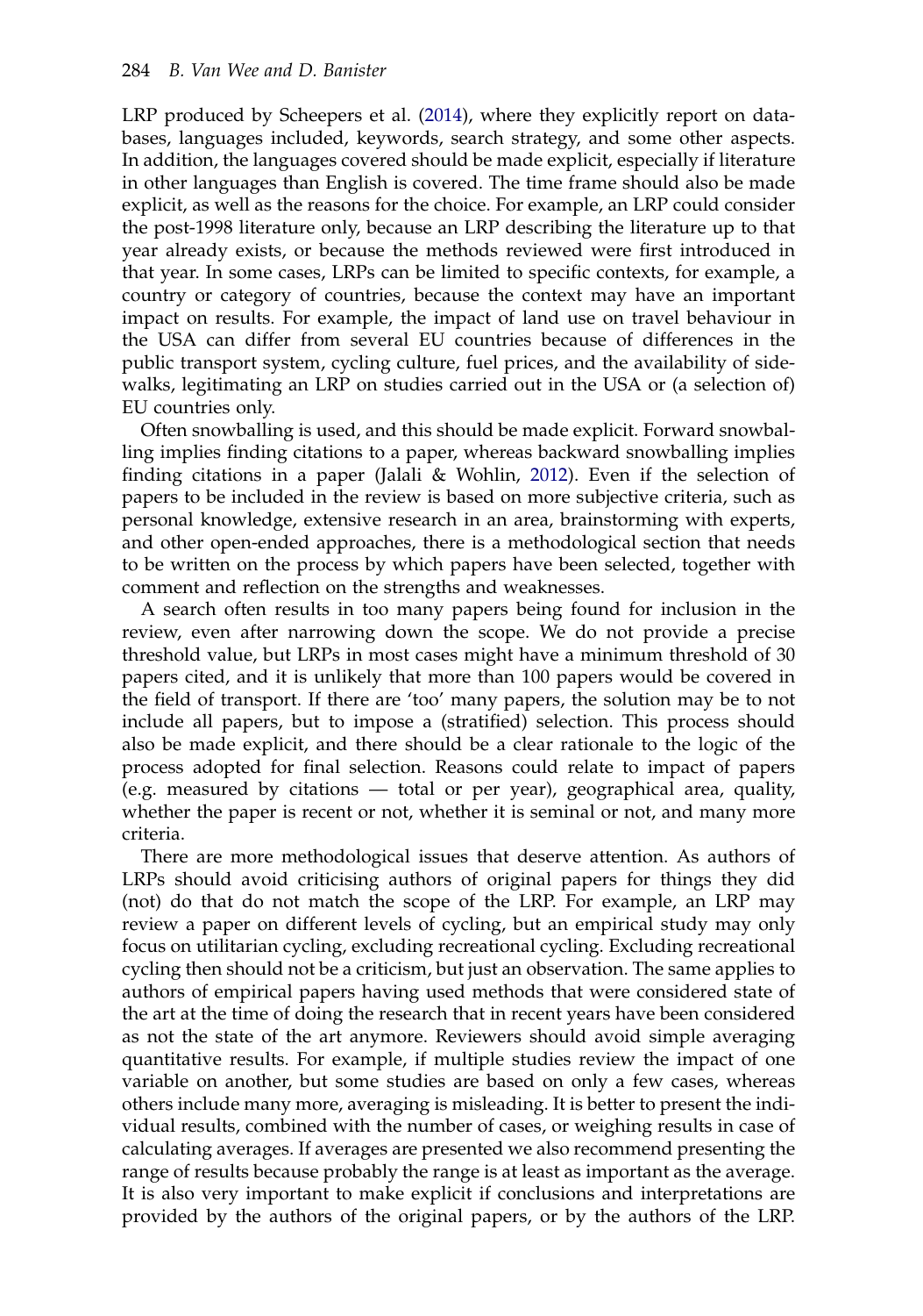LRP produced by Scheepers et al. (2014), where they explicitly report on databases, languages included, keywords, search strategy, and some other aspects. In addition, the languages covered should be made explicit, especially if literature in other languages than English is covered. The time frame should also be made explicit, as well as the reasons for the choice. For example, an LRP could consider the post-1998 literature only, because an LRP describing the literature up to that year already exists, or because the methods reviewed were first introduced in that year. In some cases, LRPs can be limited to specific contexts, for example, a country or category of countries, because the context may have an important impact on results. For example, the impact of land use on travel behaviour in the USA can differ from several EU countries because of differences in the public transport system, cycling culture, fuel prices, and the availability of sidewalks, legitimating an LRP on studies carried out in the USA or (a selection of) EU countries only.

Often snowballing is used, and this should be made explicit. Forward snowballing implies finding citations to a paper, whereas backward snowballing implies finding citations in a paper (Jalali & Wohlin, 2012). Even if the selection of papers to be included in the review is based on more subjective criteria, such as personal knowledge, extensive research in an area, brainstorming with experts, and other open-ended approaches, there is a methodological section that needs to be written on the process by which papers have been selected, together with comment and reflection on the strengths and weaknesses.

A search often results in too many papers being found for inclusion in the review, even after narrowing down the scope. We do not provide a precise threshold value, but LRPs in most cases might have a minimum threshold of 30 papers cited, and it is unlikely that more than 100 papers would be covered in the field of transport. If there are 'too' many papers, the solution may be to not include all papers, but to impose a (stratified) selection. This process should also be made explicit, and there should be a clear rationale to the logic of the process adopted for final selection. Reasons could relate to impact of papers (e.g. measured by citations — total or per year), geographical area, quality, whether the paper is recent or not, whether it is seminal or not, and many more criteria.

There are more methodological issues that deserve attention. As authors of LRPs should avoid criticising authors of original papers for things they did (not) do that do not match the scope of the LRP. For example, an LRP may review a paper on different levels of cycling, but an empirical study may only focus on utilitarian cycling, excluding recreational cycling. Excluding recreational cycling then should not be a criticism, but just an observation. The same applies to authors of empirical papers having used methods that were considered state of the art at the time of doing the research that in recent years have been considered as not the state of the art anymore. Reviewers should avoid simple averaging quantitative results. For example, if multiple studies review the impact of one variable on another, but some studies are based on only a few cases, whereas others include many more, averaging is misleading. It is better to present the individual results, combined with the number of cases, or weighing results in case of calculating averages. If averages are presented we also recommend presenting the range of results because probably the range is at least as important as the average. It is also very important to make explicit if conclusions and interpretations are provided by the authors of the original papers, or by the authors of the LRP.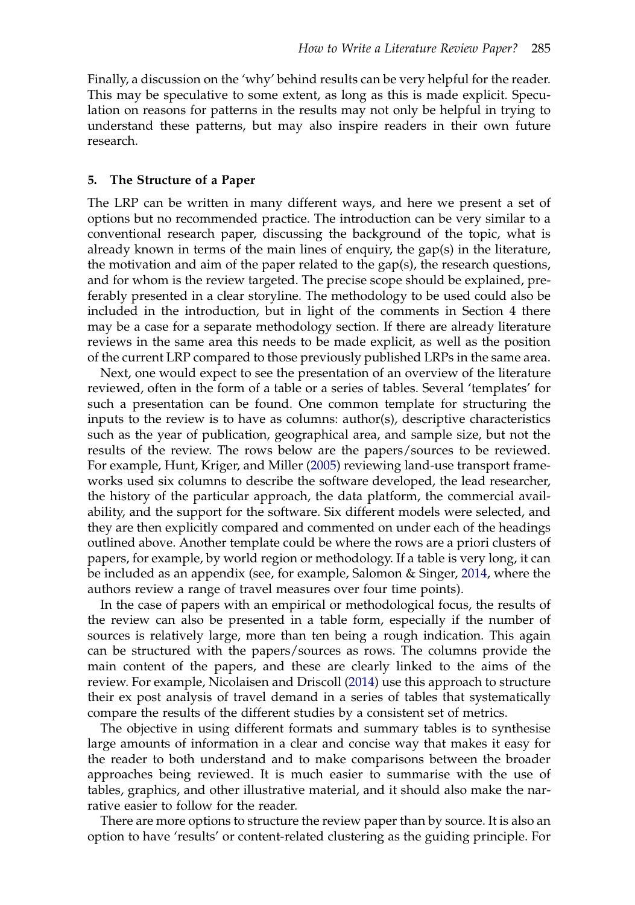Finally, a discussion on the 'why' behind results can be very helpful for the reader. This may be speculative to some extent, as long as this is made explicit. Speculation on reasons for patterns in the results may not only be helpful in trying to understand these patterns, but may also inspire readers in their own future research.

## 5. The Structure of a Paper

The LRP can be written in many different ways, and here we present a set of options but no recommended practice. The introduction can be very similar to a conventional research paper, discussing the background of the topic, what is already known in terms of the main lines of enquiry, the gap(s) in the literature, the motivation and aim of the paper related to the gap(s), the research questions, and for whom is the review targeted. The precise scope should be explained, preferably presented in a clear storyline. The methodology to be used could also be included in the introduction, but in light of the comments in Section 4 there may be a case for a separate methodology section. If there are already literature reviews in the same area this needs to be made explicit, as well as the position of the current LRP compared to those previously published LRPs in the same area.

Next, one would expect to see the presentation of an overview of the literature reviewed, often in the form of a table or a series of tables. Several 'templates' for such a presentation can be found. One common template for structuring the inputs to the review is to have as columns: author(s), descriptive characteristics such as the year of publication, geographical area, and sample size, but not the results of the review. The rows below are the papers/sources to be reviewed. For example, Hunt, Kriger, and Miller (2005) reviewing land-use transport frameworks used six columns to describe the software developed, the lead researcher, the history of the particular approach, the data platform, the commercial availability, and the support for the software. Six different models were selected, and they are then explicitly compared and commented on under each of the headings outlined above. Another template could be where the rows are a priori clusters of papers, for example, by world region or methodology. If a table is very long, it can be included as an appendix (see, for example, Salomon & Singer, 2014, where the authors review a range of travel measures over four time points).

In the case of papers with an empirical or methodological focus, the results of the review can also be presented in a table form, especially if the number of sources is relatively large, more than ten being a rough indication. This again can be structured with the papers/sources as rows. The columns provide the main content of the papers, and these are clearly linked to the aims of the review. For example, Nicolaisen and Driscoll (2014) use this approach to structure their ex post analysis of travel demand in a series of tables that systematically compare the results of the different studies by a consistent set of metrics.

The objective in using different formats and summary tables is to synthesise large amounts of information in a clear and concise way that makes it easy for the reader to both understand and to make comparisons between the broader approaches being reviewed. It is much easier to summarise with the use of tables, graphics, and other illustrative material, and it should also make the narrative easier to follow for the reader.

There are more options to structure the review paper than by source. It is also an option to have 'results' or content-related clustering as the guiding principle. For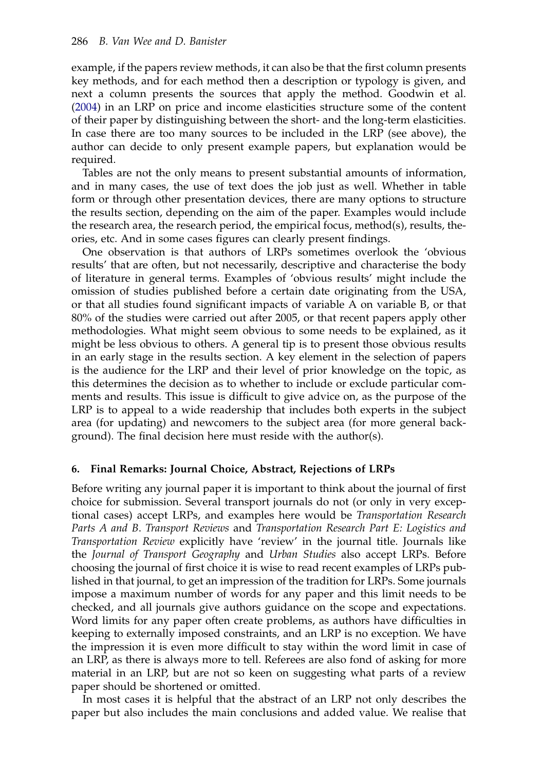example, if the papers review methods, it can also be that the first column presents key methods, and for each method then a description or typology is given, and next a column presents the sources that apply the method. Goodwin et al. (2004) in an LRP on price and income elasticities structure some of the content of their paper by distinguishing between the short- and the long-term elasticities. In case there are too many sources to be included in the LRP (see above), the author can decide to only present example papers, but explanation would be required.

Tables are not the only means to present substantial amounts of information, and in many cases, the use of text does the job just as well. Whether in table form or through other presentation devices, there are many options to structure the results section, depending on the aim of the paper. Examples would include the research area, the research period, the empirical focus, method(s), results, theories, etc. And in some cases figures can clearly present findings.

One observation is that authors of LRPs sometimes overlook the 'obvious results' that are often, but not necessarily, descriptive and characterise the body of literature in general terms. Examples of 'obvious results' might include the omission of studies published before a certain date originating from the USA, or that all studies found significant impacts of variable A on variable B, or that 80% of the studies were carried out after 2005, or that recent papers apply other methodologies. What might seem obvious to some needs to be explained, as it might be less obvious to others. A general tip is to present those obvious results in an early stage in the results section. A key element in the selection of papers is the audience for the LRP and their level of prior knowledge on the topic, as this determines the decision as to whether to include or exclude particular comments and results. This issue is difficult to give advice on, as the purpose of the LRP is to appeal to a wide readership that includes both experts in the subject area (for updating) and newcomers to the subject area (for more general background). The final decision here must reside with the author(s).

## 6. Final Remarks: Journal Choice, Abstract, Rejections of LRPs

Before writing any journal paper it is important to think about the journal of first choice for submission. Several transport journals do not (or only in very exceptional cases) accept LRPs, and examples here would be *Transportation Research Parts A and B*. *Transport Reviews* and *Transportation Research Part E: Logistics and Transportation Review* explicitly have 'review' in the journal title. Journals like the *Journal of Transport Geography* and *Urban Studies* also accept LRPs. Before choosing the journal of first choice it is wise to read recent examples of LRPs published in that journal, to get an impression of the tradition for LRPs. Some journals impose a maximum number of words for any paper and this limit needs to be checked, and all journals give authors guidance on the scope and expectations. Word limits for any paper often create problems, as authors have difficulties in keeping to externally imposed constraints, and an LRP is no exception. We have the impression it is even more difficult to stay within the word limit in case of an LRP, as there is always more to tell. Referees are also fond of asking for more material in an LRP, but are not so keen on suggesting what parts of a review paper should be shortened or omitted.

In most cases it is helpful that the abstract of an LRP not only describes the paper but also includes the main conclusions and added value. We realise that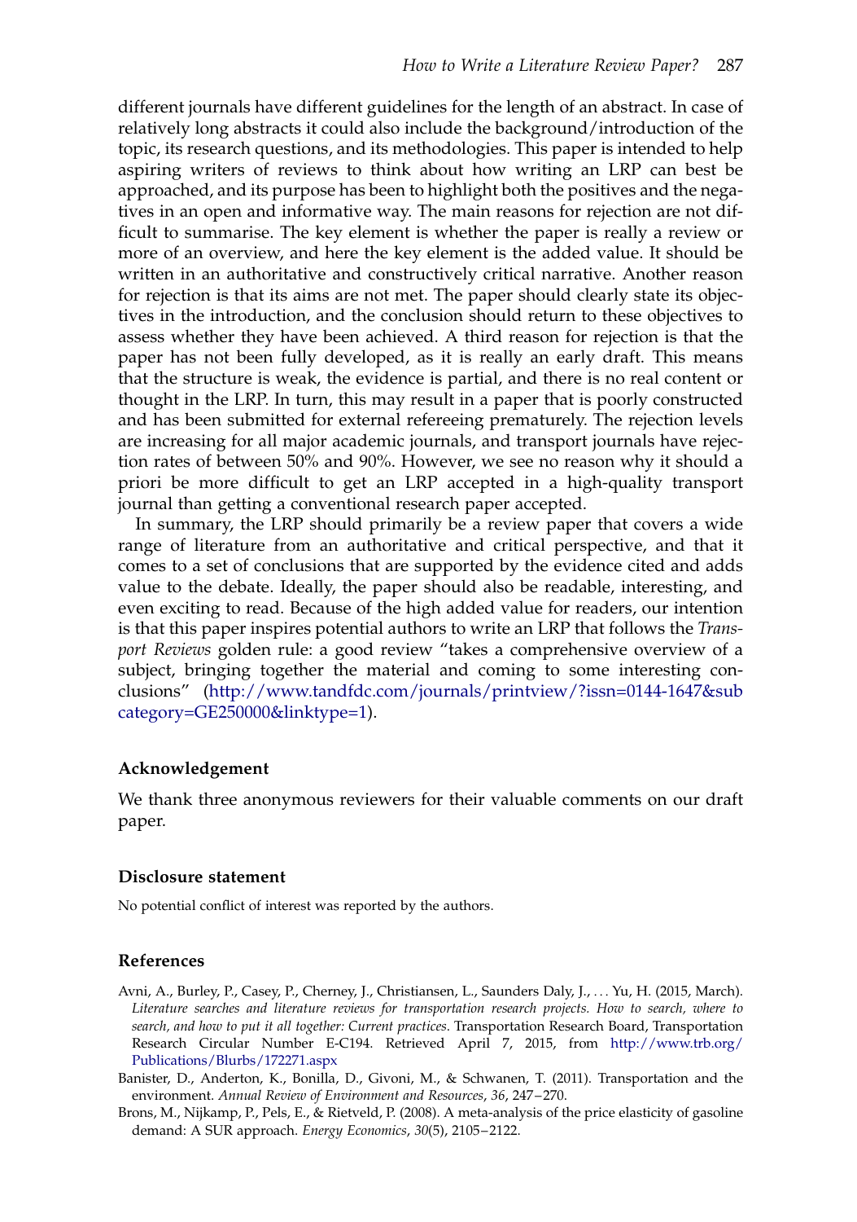different journals have different guidelines for the length of an abstract. In case of relatively long abstracts it could also include the background/introduction of the topic, its research questions, and its methodologies. This paper is intended to help aspiring writers of reviews to think about how writing an LRP can best be approached, and its purpose has been to highlight both the positives and the negatives in an open and informative way. The main reasons for rejection are not difficult to summarise. The key element is whether the paper is really a review or more of an overview, and here the key element is the added value. It should be written in an authoritative and constructively critical narrative. Another reason for rejection is that its aims are not met. The paper should clearly state its objectives in the introduction, and the conclusion should return to these objectives to assess whether they have been achieved. A third reason for rejection is that the paper has not been fully developed, as it is really an early draft. This means that the structure is weak, the evidence is partial, and there is no real content or thought in the LRP. In turn, this may result in a paper that is poorly constructed and has been submitted for external refereeing prematurely. The rejection levels are increasing for all major academic journals, and transport journals have rejection rates of between 50% and 90%. However, we see no reason why it should a priori be more difficult to get an LRP accepted in a high-quality transport journal than getting a conventional research paper accepted.

In summary, the LRP should primarily be a review paper that covers a wide range of literature from an authoritative and critical perspective, and that it comes to a set of conclusions that are supported by the evidence cited and adds value to the debate. Ideally, the paper should also be readable, interesting, and even exciting to read. Because of the high added value for readers, our intention is that this paper inspires potential authors to write an LRP that follows the *Transport Reviews* golden rule: a good review "takes a comprehensive overview of a subject, bringing together the material and coming to some interesting conclusions" (http://www.tandfdc.com/journals/printview/?issn=0144-1647&subcategory=GE250000&linktype=1).

### Acknowledgement

We thank three anonymous reviewers for their valuable comments on our draft paper.

### Disclosure statement

No potential conflict of interest was reported by the authors.

### References

Avni, A., Burley, P., Casey, P., Cherney, J., Christiansen, L., Saunders Daly, J., … Yu, H. (2015, March). *Literature searches and literature reviews for transportation research projects. How to search, where to search, and how to put it all together: Current practices*. Transportation Research Board, Transportation Research Circular Number E-C194. Retrieved April 7, 2015, from http://www.trb.org/Publications/Blurbs/172271.aspx

Banister, D., Anderton, K., Bonilla, D., Givoni, M., & Schwanen, T. (2011). Transportation and the environment. *Annual Review of Environment and Resources*, *36*, 247–270.

Brons, M., Nijkamp, P., Pels, E., & Rietveld, P. (2008). A meta-analysis of the price elasticity of gasoline demand: A SUR approach. *Energy Economics*, *30*(5), 2105–2122.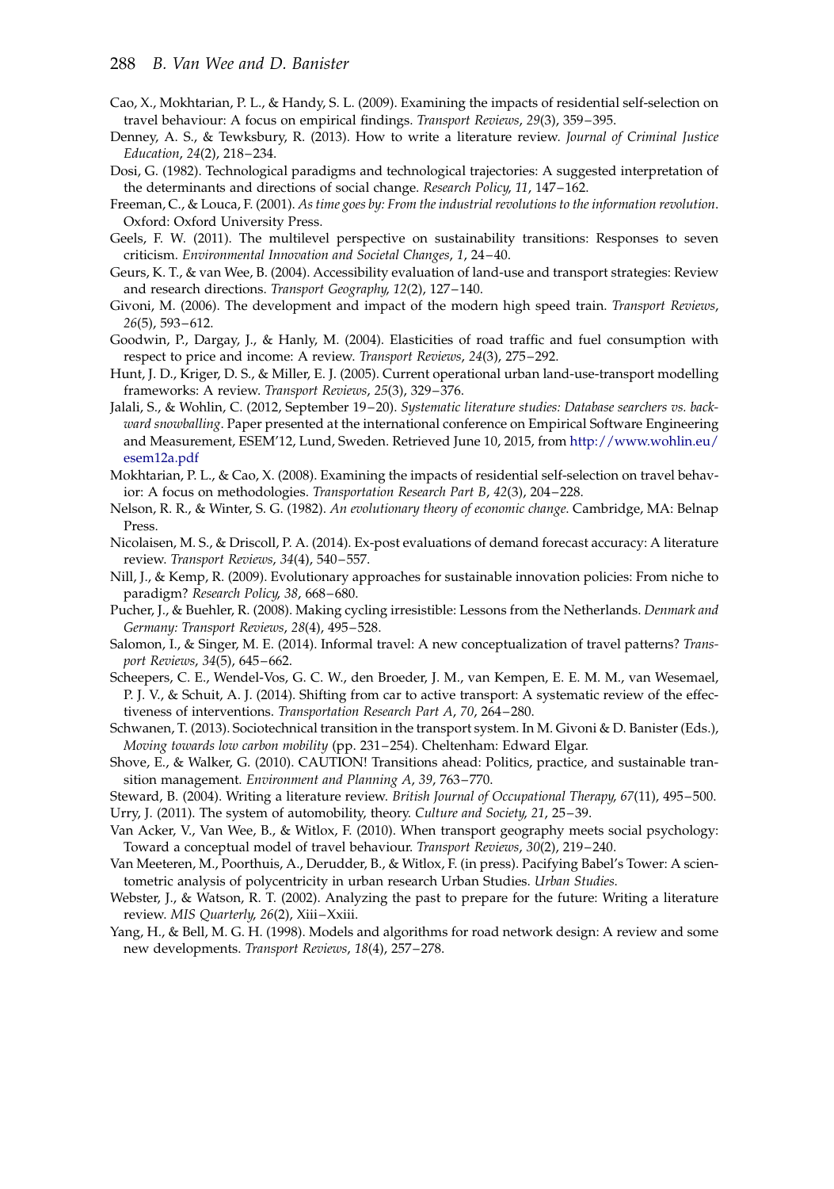Cao, X., Mokhtarian, P. L., & Handy, S. L. (2009). Examining the impacts of residential self-selection on travel behaviour: A focus on empirical findings. *Transport Reviews*, *29*(3), 359–395.

Denney, A. S., & Tewksbury, R. (2013). How to write a literature review. *Journal of Criminal Justice Education*, *24*(2), 218–234.

Dosi, G. (1982). Technological paradigms and technological trajectories: A suggested interpretation of the determinants and directions of social change. *Research Policy*, *11*, 147–162.

Freeman, C., & Louca, F. (2001). *As time goes by: From the industrial revolutions to the information revolution*. Oxford: Oxford University Press.

Geels, F. W. (2011). The multilevel perspective on sustainability transitions: Responses to seven criticism. *Environmental Innovation and Societal Changes*, *1*, 24–40.

Geurs, K. T., & van Wee, B. (2004). Accessibility evaluation of land-use and transport strategies: Review and research directions. *Transport Geography*, *12*(2), 127–140.

Givoni, M. (2006). The development and impact of the modern high speed train. *Transport Reviews*, *26*(5), 593–612.

Goodwin, P., Dargay, J., & Hanly, M. (2004). Elasticities of road traffic and fuel consumption with respect to price and income: A review. *Transport Reviews*, *24*(3), 275–292.

Hunt, J. D., Kriger, D. S., & Miller, E. J. (2005). Current operational urban land-use-transport modelling frameworks: A review. *Transport Reviews*, *25*(3), 329–376.

Jalali, S., & Wohlin, C. (2012, September 19–20). *Systematic literature studies: Database searchers vs. backward snowballing*. Paper presented at the international conference on Empirical Software Engineering and Measurement, ESEM'12, Lund, Sweden. Retrieved June 10, 2015, from http://www.wohlin.eu/esem12a.pdf

Mokhtarian, P. L., & Cao, X. (2008). Examining the impacts of residential self-selection on travel behavior: A focus on methodologies. *Transportation Research Part B*, *42*(3), 204–228.

Nelson, R. R., & Winter, S. G. (1982). *An evolutionary theory of economic change*. Cambridge, MA: Belnap Press.

Nicolaisen, M. S., & Driscoll, P. A. (2014). Ex-post evaluations of demand forecast accuracy: A literature review. *Transport Reviews*, *34*(4), 540–557.

Nill, J., & Kemp, R. (2009). Evolutionary approaches for sustainable innovation policies: From niche to paradigm? *Research Policy*, *38*, 668–680.

Pucher, J., & Buehler, R. (2008). Making cycling irresistible: Lessons from the Netherlands. *Denmark and Germany: Transport Reviews*, *28*(4), 495–528.

Salomon, I., & Singer, M. E. (2014). Informal travel: A new conceptualization of travel patterns? *Transport Reviews*, *34*(5), 645–662.

Scheepers, C. E., Wendel-Vos, G. C. W., den Broeder, J. M., van Kempen, E. E. M. M., van Wesemael, P. J. V., & Schuit, A. J. (2014). Shifting from car to active transport: A systematic review of the effectiveness of interventions. *Transportation Research Part A*, *70*, 264–280.

Schwanen, T. (2013). Sociotechnical transition in the transport system. In M. Givoni & D. Banister (Eds.), *Moving towards low carbon mobility* (pp. 231–254). Cheltenham: Edward Elgar.

Shove, E., & Walker, G. (2010). CAUTION! Transitions ahead: Politics, practice, and sustainable transition management. *Environment and Planning A*, *39*, 763–770.

Steward, B. (2004). Writing a literature review. *British Journal of Occupational Therapy*, *67*(11), 495–500.

Urry, J. (2011). The system of automobility, theory. *Culture and Society*, *21*, 25–39.

Van Acker, V., Van Wee, B., & Witlox, F. (2010). When transport geography meets social psychology: Toward a conceptual model of travel behaviour. *Transport Reviews*, *30*(2), 219–240.

Van Meeteren, M., Poorthuis, A., Derudder, B., & Witlox, F. (in press). Pacifying Babel's Tower: A scientometric analysis of polycentricity in urban research Urban Studies. *Urban Studies*.

Webster, J., & Watson, R. T. (2002). Analyzing the past to prepare for the future: Writing a literature review. *MIS Quarterly*, *26*(2), Xiii–Xxiii.

Yang, H., & Bell, M. G. H. (1998). Models and algorithms for road network design: A review and some new developments. *Transport Reviews*, *18*(4), 257–278.